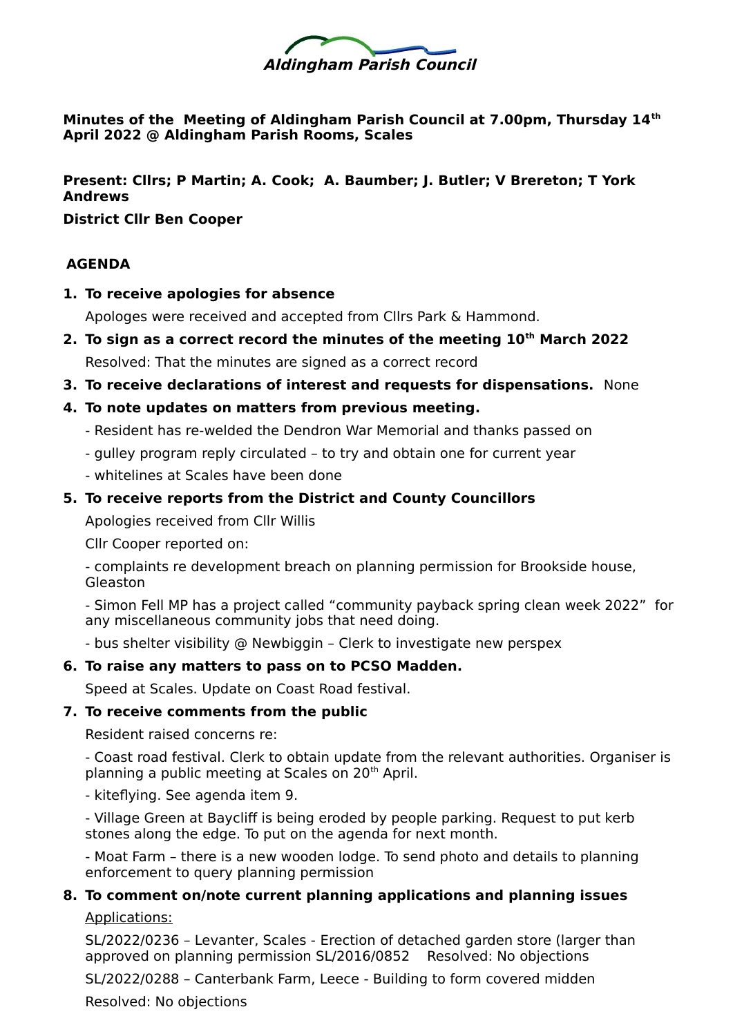**Aldingham Parish Council**

**Minutes of the Meeting of Aldingham Parish Council at 7.00pm, Thursday 14th April 2022 @ Aldingham Parish Rooms, Scales**

**Present: Cllrs; P Martin; A. Cook; A. Baumber; J. Butler; V Brereton; T York Andrews**

**District Cllr Ben Cooper**

**AGENDA**

1. **To receive apologies for absence**

   Apologes were received and accepted from Cllrs Park & Hammond.

2. **To sign as a correct record the minutes of the meeting 10th March 2022**

   Resolved: That the minutes are signed as a correct record

3. **To receive declarations of interest and requests for dispensations.** None

4. **To note updates on matters from previous meeting.**

   - Resident has re-welded the Dendron War Memorial and thanks passed on

   - gulley program reply circulated – to try and obtain one for current year

   - whitelines at Scales have been done

5. **To receive reports from the District and County Councillors**

   Apologies received from Cllr Willis

   Cllr Cooper reported on:

   - complaints re development breach on planning permission for Brookside house, Gleaston

   - Simon Fell MP has a project called "community payback spring clean week 2022" for any miscellaneous community jobs that need doing.

   - bus shelter visibility @ Newbiggin – Clerk to investigate new perspex

6. **To raise any matters to pass on to PCSO Madden.**

   Speed at Scales. Update on Coast Road festival.

7. **To receive comments from the public**

   Resident raised concerns re:

   - Coast road festival. Clerk to obtain update from the relevant authorities. Organiser is planning a public meeting at Scales on 20th April.

   - kiteflying. See agenda item 9.

   - Village Green at Baycliff is being eroded by people parking. Request to put kerb stones along the edge. To put on the agenda for next month.

   - Moat Farm – there is a new wooden lodge. To send photo and details to planning enforcement to query planning permission

8. **To comment on/note current planning applications and planning issues**

   Applications:

   SL/2022/0236 – Levanter, Scales - Erection of detached garden store (larger than approved on planning permission SL/2016/0852 Resolved: No objections

   SL/2022/0288 – Canterbank Farm, Leece - Building to form covered midden

   Resolved: No objections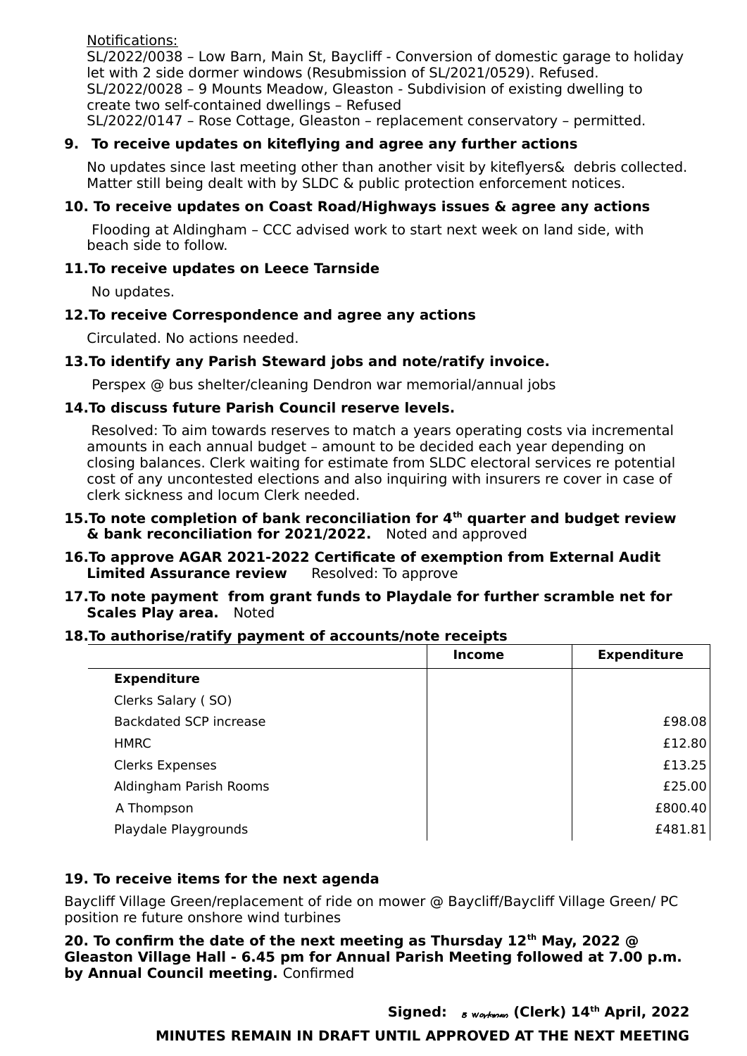Notifications:

SL/2022/0038 – Low Barn, Main St, Baycliff - Conversion of domestic garage to holiday let with 2 side dormer windows (Resubmission of SL/2021/0529). Refused.
SL/2022/0028 – 9 Mounts Meadow, Gleaston - Subdivision of existing dwelling to create two self-contained dwellings – Refused
SL/2022/0147 – Rose Cottage, Gleaston – replacement conservatory – permitted.

**9. To receive updates on kiteflying and agree any further actions**

No updates since last meeting other than another visit by kiteflyers& debris collected. Matter still being dealt with by SLDC & public protection enforcement notices.

**10. To receive updates on Coast Road/Highways issues & agree any actions**

Flooding at Aldingham – CCC advised work to start next week on land side, with beach side to follow.

**11.To receive updates on Leece Tarnside**

No updates.

**12.To receive Correspondence and agree any actions**

Circulated. No actions needed.

**13.To identify any Parish Steward jobs and note/ratify invoice.**

Perspex @ bus shelter/cleaning Dendron war memorial/annual jobs

**14.To discuss future Parish Council reserve levels.**

Resolved: To aim towards reserves to match a years operating costs via incremental amounts in each annual budget – amount to be decided each year depending on closing balances. Clerk waiting for estimate from SLDC electoral services re potential cost of any uncontested elections and also inquiring with insurers re cover in case of clerk sickness and locum Clerk needed.

**15.To note completion of bank reconciliation for 4th quarter and budget review & bank reconciliation for 2021/2022.** Noted and approved

**16.To approve AGAR 2021-2022 Certificate of exemption from External Audit Limited Assurance review** Resolved: To approve

**17.To note payment from grant funds to Playdale for further scramble net for Scales Play area.** Noted

**18.To authorise/ratify payment of accounts/note receipts**

| | Income | Expenditure |
|---|---|---|
| **Expenditure** | | |
| Clerks Salary ( SO) | | |
| Backdated SCP increase | | £98.08 |
| HMRC | | £12.80 |
| Clerks Expenses | | £13.25 |
| Aldingham Parish Rooms | | £25.00 |
| A Thompson | | £800.40 |
| Playdale Playgrounds | | £481.81 |

**19. To receive items for the next agenda**

Baycliff Village Green/replacement of ride on mower @ Baycliff/Baycliff Village Green/ PC position re future onshore wind turbines

**20. To confirm the date of the next meeting as Thursday 12th May, 2022 @ Gleaston Village Hall - 6.45 pm for Annual Parish Meeting followed at 7.00 p.m. by Annual Council meeting.** Confirmed

**Signed:** B Workman **(Clerk) 14th April, 2022**

**MINUTES REMAIN IN DRAFT UNTIL APPROVED AT THE NEXT MEETING**